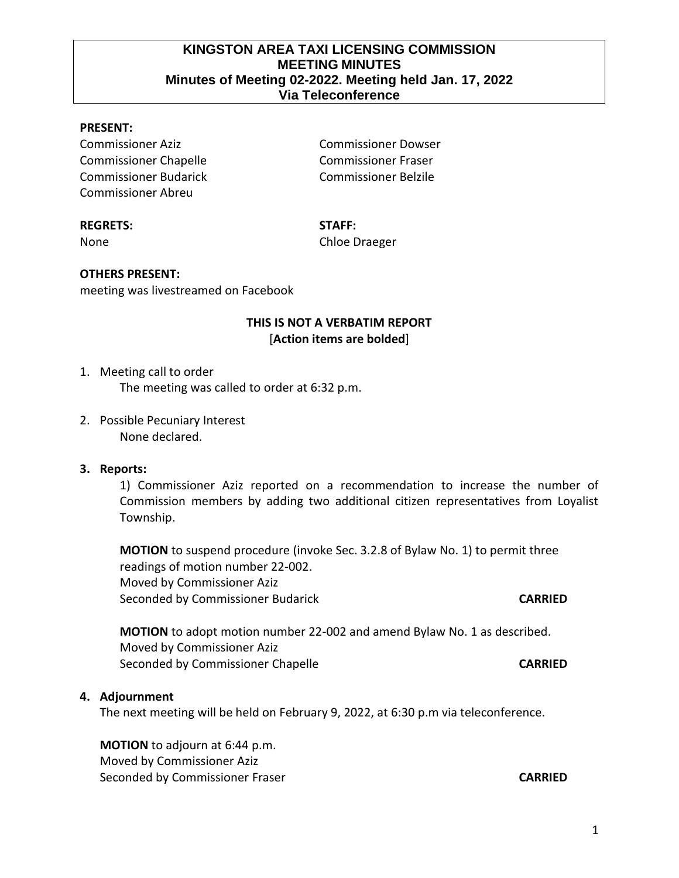# KINGSTON AREA TAXI LICENSING COMMISSION
## MEETING MINUTES
### Minutes of Meeting 02-2022. Meeting held Jan. 17, 2022
### Via Teleconference

**PRESENT:**

Commissioner Aziz
Commissioner Chapelle
Commissioner Budarick
Commissioner Abreu
Commissioner Dowser
Commissioner Fraser
Commissioner Belzile

**REGRETS:**
None

**STAFF:**
Chloe Draeger

**OTHERS PRESENT:**
meeting was livestreamed on Facebook

**THIS IS NOT A VERBATIM REPORT**
[**Action items are bolded**]

1. Meeting call to order
   The meeting was called to order at 6:32 p.m.

2. Possible Pecuniary Interest
   None declared.

3. **Reports:**

   1) Commissioner Aziz reported on a recommendation to increase the number of Commission members by adding two additional citizen representatives from Loyalist Township.

   **MOTION** to suspend procedure (invoke Sec. 3.2.8 of Bylaw No. 1) to permit three readings of motion number 22-002.
   Moved by Commissioner Aziz
   Seconded by Commissioner Budarick **CARRIED**

   **MOTION** to adopt motion number 22-002 and amend Bylaw No. 1 as described.
   Moved by Commissioner Aziz
   Seconded by Commissioner Chapelle **CARRIED**

4. **Adjournment**
   The next meeting will be held on February 9, 2022, at 6:30 p.m via teleconference.

   **MOTION** to adjourn at 6:44 p.m.
   Moved by Commissioner Aziz
   Seconded by Commissioner Fraser **CARRIED**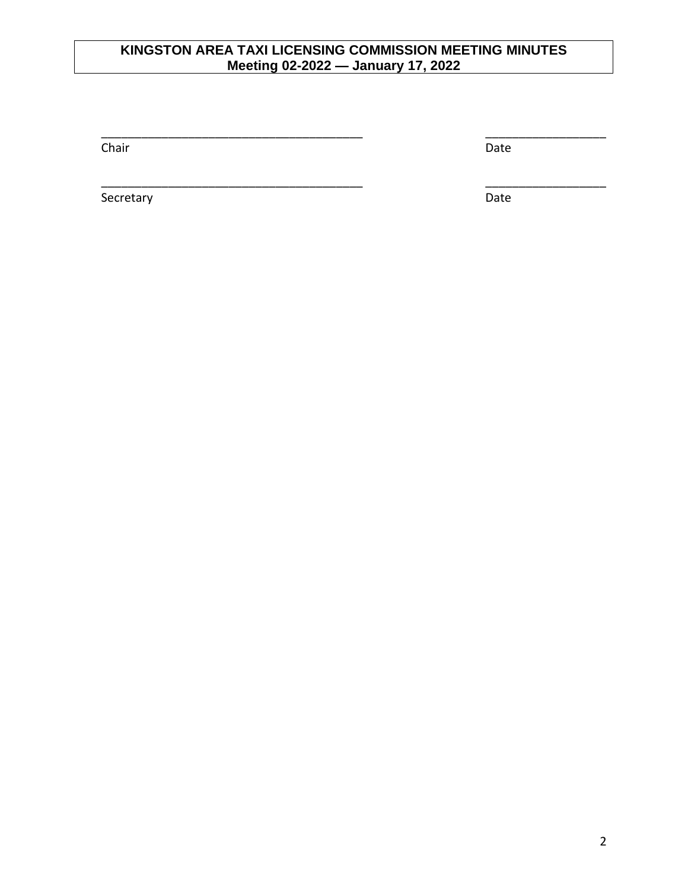________________________________________ ___________________
Chair Date

________________________________________ ___________________
Secretary Date